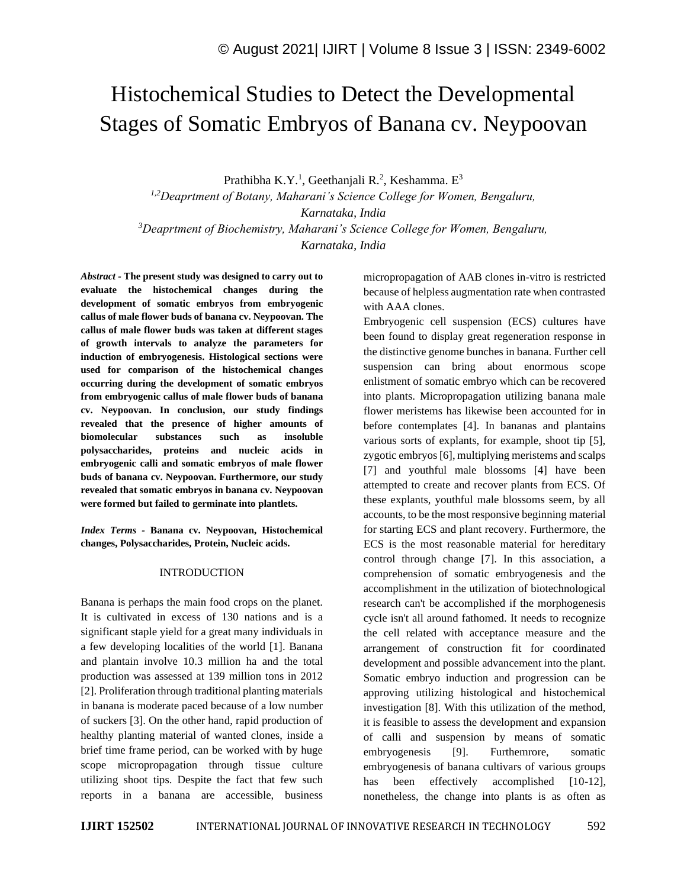# Histochemical Studies to Detect the Developmental Stages of Somatic Embryos of Banana cv. Neypoovan

Prathibha K.Y.[1], Geethanjali R.[2], Keshamma. E[3]

[1,2]*Deaprtment of Botany, Maharani's Science College for Women, Bengaluru, Karnataka, India*

[3]*Deaprtment of Biochemistry, Maharani's Science College for Women, Bengaluru, Karnataka, India*

***Abstract* - The present study was designed to carry out to evaluate the histochemical changes during the development of somatic embryos from embryogenic callus of male flower buds of banana cv. Neypoovan. The callus of male flower buds was taken at different stages of growth intervals to analyze the parameters for induction of embryogenesis. Histological sections were used for comparison of the histochemical changes occurring during the development of somatic embryos from embryogenic callus of male flower buds of banana cv. Neypoovan. In conclusion, our study findings revealed that the presence of higher amounts of biomolecular substances such as insoluble polysaccharides, proteins and nucleic acids in embryogenic calli and somatic embryos of male flower buds of banana cv. Neypoovan. Furthermore, our study revealed that somatic embryos in banana cv. Neypoovan were formed but failed to germinate into plantlets.**

***Index Terms* - Banana cv. Neypoovan, Histochemical changes, Polysaccharides, Protein, Nucleic acids.**

## INTRODUCTION

Banana is perhaps the main food crops on the planet. It is cultivated in excess of 130 nations and is a significant staple yield for a great many individuals in a few developing localities of the world [1]. Banana and plantain involve 10.3 million ha and the total production was assessed at 139 million tons in 2012 [2]. Proliferation through traditional planting materials in banana is moderate paced because of a low number of suckers [3]. On the other hand, rapid production of healthy planting material of wanted clones, inside a brief time frame period, can be worked with by huge scope micropropagation through tissue culture utilizing shoot tips. Despite the fact that few such reports in a banana are accessible, business micropropagation of AAB clones in-vitro is restricted because of helpless augmentation rate when contrasted with AAA clones.

Embryogenic cell suspension (ECS) cultures have been found to display great regeneration response in the distinctive genome bunches in banana. Further cell suspension can bring about enormous scope enlistment of somatic embryo which can be recovered into plants. Micropropagation utilizing banana male flower meristems has likewise been accounted for in before contemplates [4]. In bananas and plantains various sorts of explants, for example, shoot tip [5], zygotic embryos [6], multiplying meristems and scalps [7] and youthful male blossoms [4] have been attempted to create and recover plants from ECS. Of these explants, youthful male blossoms seem, by all accounts, to be the most responsive beginning material for starting ECS and plant recovery. Furthermore, the ECS is the most reasonable material for hereditary control through change [7]. In this association, a comprehension of somatic embryogenesis and the accomplishment in the utilization of biotechnological research can't be accomplished if the morphogenesis cycle isn't all around fathomed. It needs to recognize the cell related with acceptance measure and the arrangement of construction fit for coordinated development and possible advancement into the plant. Somatic embryo induction and progression can be approving utilizing histological and histochemical investigation [8]. With this utilization of the method, it is feasible to assess the development and expansion of calli and suspension by means of somatic embryogenesis [9]. Furthemrore, somatic embryogenesis of banana cultivars of various groups has been effectively accomplished [10-12], nonetheless, the change into plants is as often as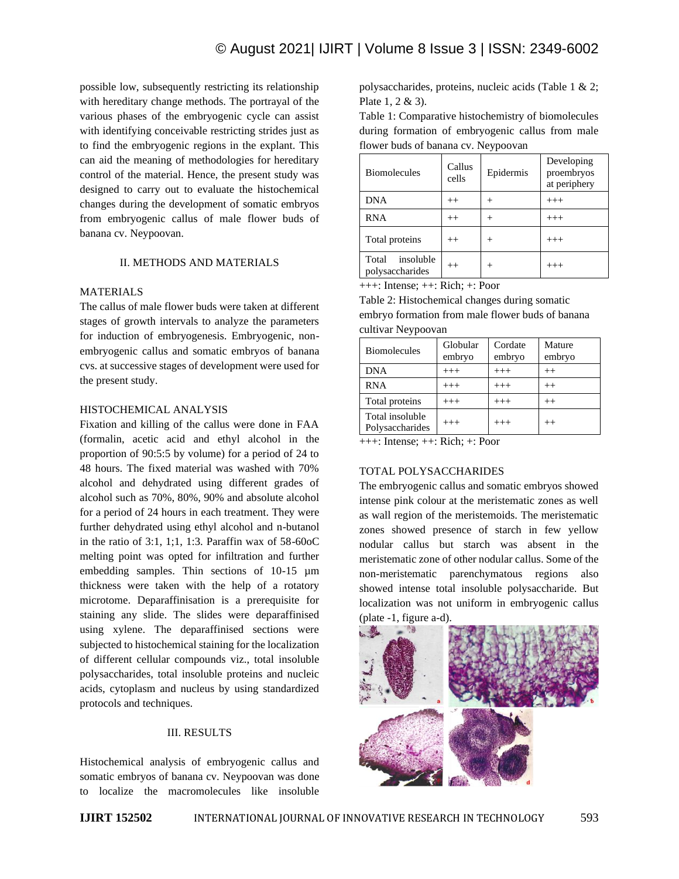possible low, subsequently restricting its relationship with hereditary change methods. The portrayal of the various phases of the embryogenic cycle can assist with identifying conceivable restricting strides just as to find the embryogenic regions in the explant. This can aid the meaning of methodologies for hereditary control of the material. Hence, the present study was designed to carry out to evaluate the histochemical changes during the development of somatic embryos from embryogenic callus of male flower buds of banana cv. Neypoovan.

## II. METHODS AND MATERIALS

### MATERIALS

The callus of male flower buds were taken at different stages of growth intervals to analyze the parameters for induction of embryogenesis. Embryogenic, non-embryogenic callus and somatic embryos of banana cvs. at successive stages of development were used for the present study.

### HISTOCHEMICAL ANALYSIS

Fixation and killing of the callus were done in FAA (formalin, acetic acid and ethyl alcohol in the proportion of 90:5:5 by volume) for a period of 24 to 48 hours. The fixed material was washed with 70% alcohol and dehydrated using different grades of alcohol such as 70%, 80%, 90% and absolute alcohol for a period of 24 hours in each treatment. They were further dehydrated using ethyl alcohol and n-butanol in the ratio of 3:1, 1;1, 1:3. Paraffin wax of 58-60oC melting point was opted for infiltration and further embedding samples. Thin sections of 10-15 µm thickness were taken with the help of a rotatory microtome. Deparaffinisation is a prerequisite for staining any slide. The slides were deparaffinised using xylene. The deparaffinised sections were subjected to histochemical staining for the localization of different cellular compounds viz., total insoluble polysaccharides, total insoluble proteins and nucleic acids, cytoplasm and nucleus by using standardized protocols and techniques.

## III. RESULTS

Histochemical analysis of embryogenic callus and somatic embryos of banana cv. Neypoovan was done to localize the macromolecules like insoluble polysaccharides, proteins, nucleic acids (Table 1 & 2; Plate 1, 2 & 3).

Table 1: Comparative histochemistry of biomolecules during formation of embryogenic callus from male flower buds of banana cv. Neypoovan

| Biomolecules | Callus cells | Epidermis | Developing proembryos at periphery |
|---|---|---|---|
| DNA | ++ | + | +++ |
| RNA | ++ | + | +++ |
| Total proteins | ++ | + | +++ |
| Total insoluble polysaccharides | ++ | + | +++ |

+++: Intense; ++: Rich; +: Poor

Table 2: Histochemical changes during somatic embryo formation from male flower buds of banana cultivar Neypoovan

| Biomolecules | Globular embryo | Cordate embryo | Mature embryo |
|---|---|---|---|
| DNA | +++ | +++ | ++ |
| RNA | +++ | +++ | ++ |
| Total proteins | +++ | +++ | ++ |
| Total insoluble Polysaccharides | +++ | +++ | ++ |

+++: Intense; ++: Rich; +: Poor

### TOTAL POLYSACCHARIDES

The embryogenic callus and somatic embryos showed intense pink colour at the meristematic zones as well as wall region of the meristemoids. The meristematic zones showed presence of starch in few yellow nodular callus but starch was absent in the meristematic zone of other nodular callus. Some of the non-meristematic parenchymatous regions also showed intense total insoluble polysaccharide. But localization was not uniform in embryogenic callus (plate -1, figure a-d).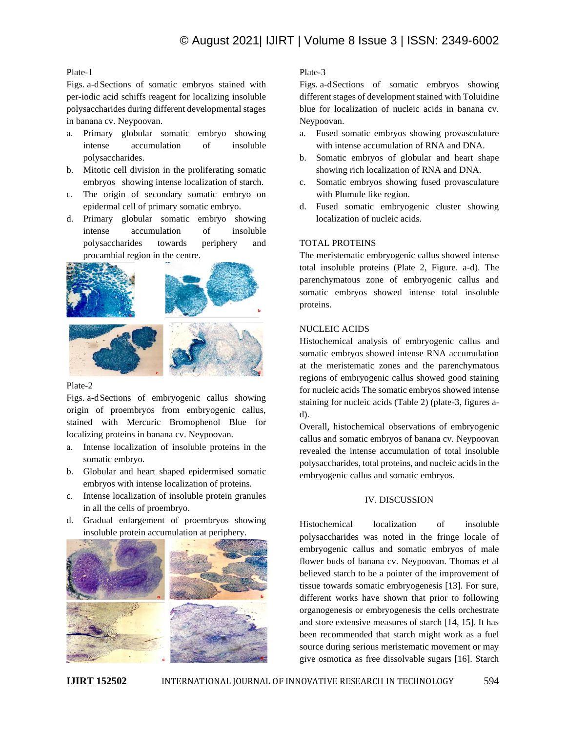Plate-1

Figs. a-d Sections of somatic embryos stained with per-iodic acid schiffs reagent for localizing insoluble polysaccharides during different developmental stages in banana cv. Neypoovan.

a. Primary globular somatic embryo showing intense accumulation of insoluble polysaccharides.
b. Mitotic cell division in the proliferating somatic embryos showing intense localization of starch.
c. The origin of secondary somatic embryo on epidermal cell of primary somatic embryo.
d. Primary globular somatic embryo showing intense accumulation of insoluble polysaccharides towards periphery and procambial region in the centre.

Plate-2

Figs. a-d Sections of embryogenic callus showing origin of proembryos from embryogenic callus, stained with Mercuric Bromophenol Blue for localizing proteins in banana cv. Neypoovan.

a. Intense localization of insoluble proteins in the somatic embryo.
b. Globular and heart shaped epidermised somatic embryos with intense localization of proteins.
c. Intense localization of insoluble protein granules in all the cells of proembryo.
d. Gradual enlargement of proembryos showing insoluble protein accumulation at periphery.

Plate-3

Figs. a-d Sections of somatic embryos showing different stages of development stained with Toluidine blue for localization of nucleic acids in banana cv. Neypoovan.

a. Fused somatic embryos showing provasculature with intense accumulation of RNA and DNA.
b. Somatic embryos of globular and heart shape showing rich localization of RNA and DNA.
c. Somatic embryos showing fused provasculature with Plumule like region.
d. Fused somatic embryogenic cluster showing localization of nucleic acids.

TOTAL PROTEINS

The meristematic embryogenic callus showed intense total insoluble proteins (Plate 2, Figure. a-d). The parenchymatous zone of embryogenic callus and somatic embryos showed intense total insoluble proteins.

NUCLEIC ACIDS

Histochemical analysis of embryogenic callus and somatic embryos showed intense RNA accumulation at the meristematic zones and the parenchymatous regions of embryogenic callus showed good staining for nucleic acids The somatic embryos showed intense staining for nucleic acids (Table 2) (plate-3, figures a-d).

Overall, histochemical observations of embryogenic callus and somatic embryos of banana cv. Neypoovan revealed the intense accumulation of total insoluble polysaccharides, total proteins, and nucleic acids in the embryogenic callus and somatic embryos.

## IV. DISCUSSION

Histochemical localization of insoluble polysaccharides was noted in the fringe locale of embryogenic callus and somatic embryos of male flower buds of banana cv. Neypoovan. Thomas et al believed starch to be a pointer of the improvement of tissue towards somatic embryogenesis [13]. For sure, different works have shown that prior to following organogenesis or embryogenesis the cells orchestrate and store extensive measures of starch [14, 15]. It has been recommended that starch might work as a fuel source during serious meristematic movement or may give osmotica as free dissolvable sugars [16]. Starch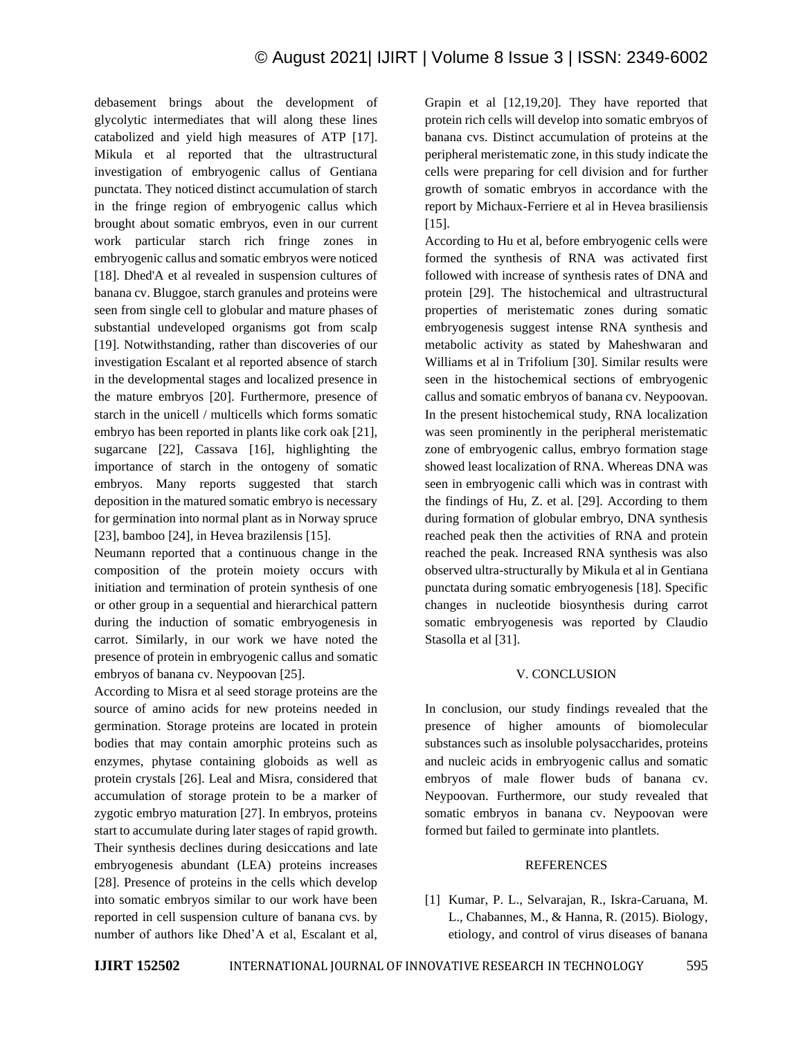debasement brings about the development of glycolytic intermediates that will along these lines catabolized and yield high measures of ATP [17]. Mikula et al reported that the ultrastructural investigation of embryogenic callus of Gentiana punctata. They noticed distinct accumulation of starch in the fringe region of embryogenic callus which brought about somatic embryos, even in our current work particular starch rich fringe zones in embryogenic callus and somatic embryos were noticed [18]. Dhed'A et al revealed in suspension cultures of banana cv. Bluggoe, starch granules and proteins were seen from single cell to globular and mature phases of substantial undeveloped organisms got from scalp [19]. Notwithstanding, rather than discoveries of our investigation Escalant et al reported absence of starch in the developmental stages and localized presence in the mature embryos [20]. Furthermore, presence of starch in the unicell / multicells which forms somatic embryo has been reported in plants like cork oak [21], sugarcane [22], Cassava [16], highlighting the importance of starch in the ontogeny of somatic embryos. Many reports suggested that starch deposition in the matured somatic embryo is necessary for germination into normal plant as in Norway spruce [23], bamboo [24], in Hevea brazilensis [15].

Neumann reported that a continuous change in the composition of the protein moiety occurs with initiation and termination of protein synthesis of one or other group in a sequential and hierarchical pattern during the induction of somatic embryogenesis in carrot. Similarly, in our work we have noted the presence of protein in embryogenic callus and somatic embryos of banana cv. Neypoovan [25].

According to Misra et al seed storage proteins are the source of amino acids for new proteins needed in germination. Storage proteins are located in protein bodies that may contain amorphic proteins such as enzymes, phytase containing globoids as well as protein crystals [26]. Leal and Misra, considered that accumulation of storage protein to be a marker of zygotic embryo maturation [27]. In embryos, proteins start to accumulate during later stages of rapid growth. Their synthesis declines during desiccations and late embryogenesis abundant (LEA) proteins increases [28]. Presence of proteins in the cells which develop into somatic embryos similar to our work have been reported in cell suspension culture of banana cvs. by number of authors like Dhed'A et al, Escalant et al, Grapin et al [12,19,20]. They have reported that protein rich cells will develop into somatic embryos of banana cvs. Distinct accumulation of proteins at the peripheral meristematic zone, in this study indicate the cells were preparing for cell division and for further growth of somatic embryos in accordance with the report by Michaux-Ferriere et al in Hevea brasiliensis [15].

According to Hu et al, before embryogenic cells were formed the synthesis of RNA was activated first followed with increase of synthesis rates of DNA and protein [29]. The histochemical and ultrastructural properties of meristematic zones during somatic embryogenesis suggest intense RNA synthesis and metabolic activity as stated by Maheshwaran and Williams et al in Trifolium [30]. Similar results were seen in the histochemical sections of embryogenic callus and somatic embryos of banana cv. Neypoovan. In the present histochemical study, RNA localization was seen prominently in the peripheral meristematic zone of embryogenic callus, embryo formation stage showed least localization of RNA. Whereas DNA was seen in embryogenic calli which was in contrast with the findings of Hu, Z. et al. [29]. According to them during formation of globular embryo, DNA synthesis reached peak then the activities of RNA and protein reached the peak. Increased RNA synthesis was also observed ultra-structurally by Mikula et al in Gentiana punctata during somatic embryogenesis [18]. Specific changes in nucleotide biosynthesis during carrot somatic embryogenesis was reported by Claudio Stasolla et al [31].

## V. CONCLUSION

In conclusion, our study findings revealed that the presence of higher amounts of biomolecular substances such as insoluble polysaccharides, proteins and nucleic acids in embryogenic callus and somatic embryos of male flower buds of banana cv. Neypoovan. Furthermore, our study revealed that somatic embryos in banana cv. Neypoovan were formed but failed to germinate into plantlets.

## REFERENCES

[1] Kumar, P. L., Selvarajan, R., Iskra-Caruana, M. L., Chabannes, M., & Hanna, R. (2015). Biology, etiology, and control of virus diseases of banana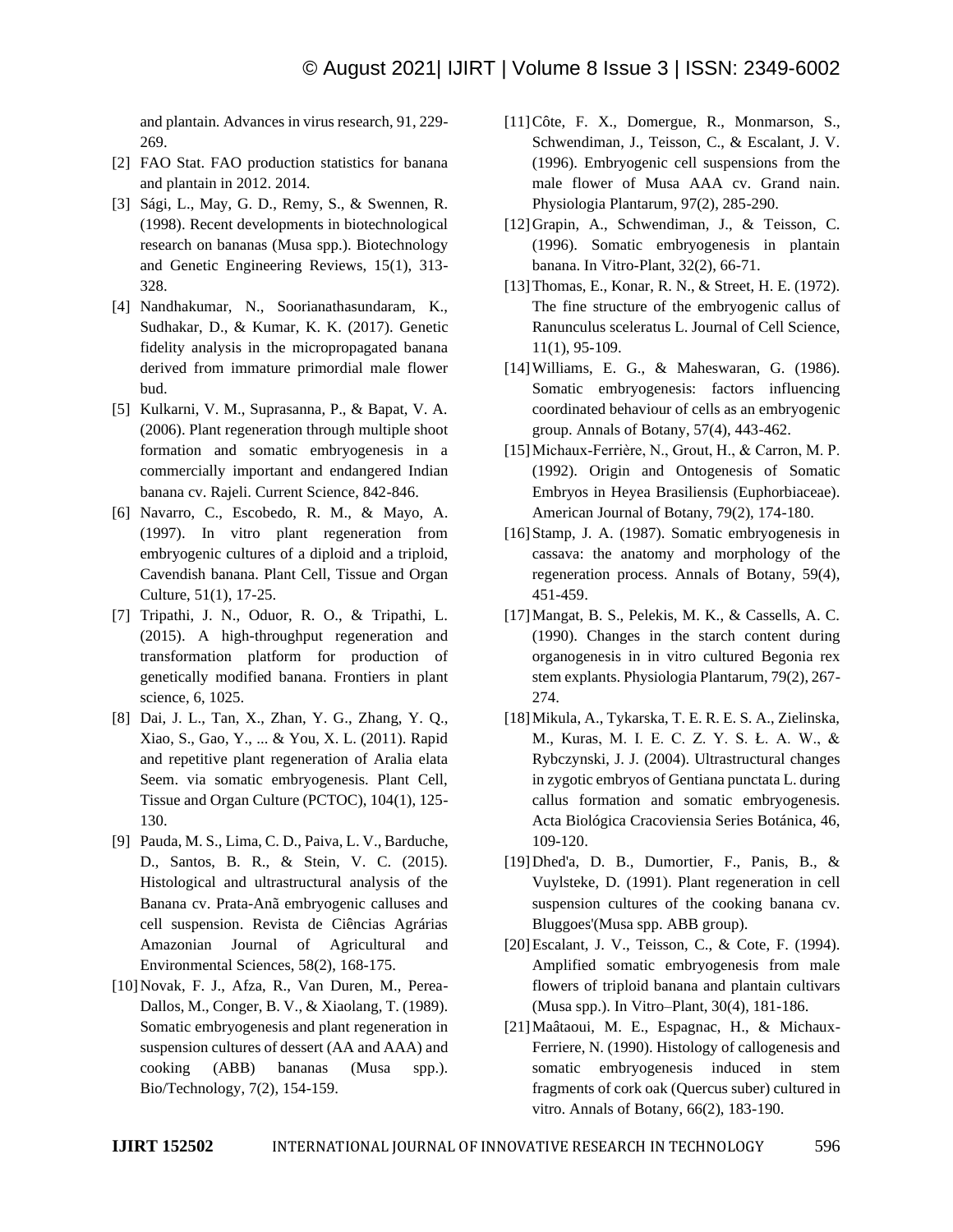and plantain. Advances in virus research, 91, 229-269.

[2] FAO Stat. FAO production statistics for banana and plantain in 2012. 2014.

[3] Sági, L., May, G. D., Remy, S., & Swennen, R. (1998). Recent developments in biotechnological research on bananas (Musa spp.). Biotechnology and Genetic Engineering Reviews, 15(1), 313-328.

[4] Nandhakumar, N., Soorianathasundaram, K., Sudhakar, D., & Kumar, K. K. (2017). Genetic fidelity analysis in the micropropagated banana derived from immature primordial male flower bud.

[5] Kulkarni, V. M., Suprasanna, P., & Bapat, V. A. (2006). Plant regeneration through multiple shoot formation and somatic embryogenesis in a commercially important and endangered Indian banana cv. Rajeli. Current Science, 842-846.

[6] Navarro, C., Escobedo, R. M., & Mayo, A. (1997). In vitro plant regeneration from embryogenic cultures of a diploid and a triploid, Cavendish banana. Plant Cell, Tissue and Organ Culture, 51(1), 17-25.

[7] Tripathi, J. N., Oduor, R. O., & Tripathi, L. (2015). A high-throughput regeneration and transformation platform for production of genetically modified banana. Frontiers in plant science, 6, 1025.

[8] Dai, J. L., Tan, X., Zhan, Y. G., Zhang, Y. Q., Xiao, S., Gao, Y., ... & You, X. L. (2011). Rapid and repetitive plant regeneration of Aralia elata Seem. via somatic embryogenesis. Plant Cell, Tissue and Organ Culture (PCTOC), 104(1), 125-130.

[9] Pauda, M. S., Lima, C. D., Paiva, L. V., Barduche, D., Santos, B. R., & Stein, V. C. (2015). Histological and ultrastructural analysis of the Banana cv. Prata-Anã embryogenic calluses and cell suspension. Revista de Ciências Agrárias Amazonian Journal of Agricultural and Environmental Sciences, 58(2), 168-175.

[10] Novak, F. J., Afza, R., Van Duren, M., Perea-Dallos, M., Conger, B. V., & Xiaolang, T. (1989). Somatic embryogenesis and plant regeneration in suspension cultures of dessert (AA and AAA) and cooking (ABB) bananas (Musa spp.). Bio/Technology, 7(2), 154-159.

[11] Côte, F. X., Domergue, R., Monmarson, S., Schwendiman, J., Teisson, C., & Escalant, J. V. (1996). Embryogenic cell suspensions from the male flower of Musa AAA cv. Grand nain. Physiologia Plantarum, 97(2), 285-290.

[12] Grapin, A., Schwendiman, J., & Teisson, C. (1996). Somatic embryogenesis in plantain banana. In Vitro-Plant, 32(2), 66-71.

[13] Thomas, E., Konar, R. N., & Street, H. E. (1972). The fine structure of the embryogenic callus of Ranunculus sceleratus L. Journal of Cell Science, 11(1), 95-109.

[14] Williams, E. G., & Maheswaran, G. (1986). Somatic embryogenesis: factors influencing coordinated behaviour of cells as an embryogenic group. Annals of Botany, 57(4), 443-462.

[15] Michaux-Ferrière, N., Grout, H., & Carron, M. P. (1992). Origin and Ontogenesis of Somatic Embryos in Heyea Brasiliensis (Euphorbiaceae). American Journal of Botany, 79(2), 174-180.

[16] Stamp, J. A. (1987). Somatic embryogenesis in cassava: the anatomy and morphology of the regeneration process. Annals of Botany, 59(4), 451-459.

[17] Mangat, B. S., Pelekis, M. K., & Cassells, A. C. (1990). Changes in the starch content during organogenesis in in vitro cultured Begonia rex stem explants. Physiologia Plantarum, 79(2), 267-274.

[18] Mikula, A., Tykarska, T. E. R. E. S. A., Zielinska, M., Kuras, M. I. E. C. Z. Y. S. Ł. A. W., & Rybczynski, J. J. (2004). Ultrastructural changes in zygotic embryos of Gentiana punctata L. during callus formation and somatic embryogenesis. Acta Biológica Cracoviensia Series Botánica, 46, 109-120.

[19] Dhed'a, D. B., Dumortier, F., Panis, B., & Vuylsteke, D. (1991). Plant regeneration in cell suspension cultures of the cooking banana cv. Bluggoes'(Musa spp. ABB group).

[20] Escalant, J. V., Teisson, C., & Cote, F. (1994). Amplified somatic embryogenesis from male flowers of triploid banana and plantain cultivars (Musa spp.). In Vitro–Plant, 30(4), 181-186.

[21] Maâtaoui, M. E., Espagnac, H., & Michaux-Ferriere, N. (1990). Histology of callogenesis and somatic embryogenesis induced in stem fragments of cork oak (Quercus suber) cultured in vitro. Annals of Botany, 66(2), 183-190.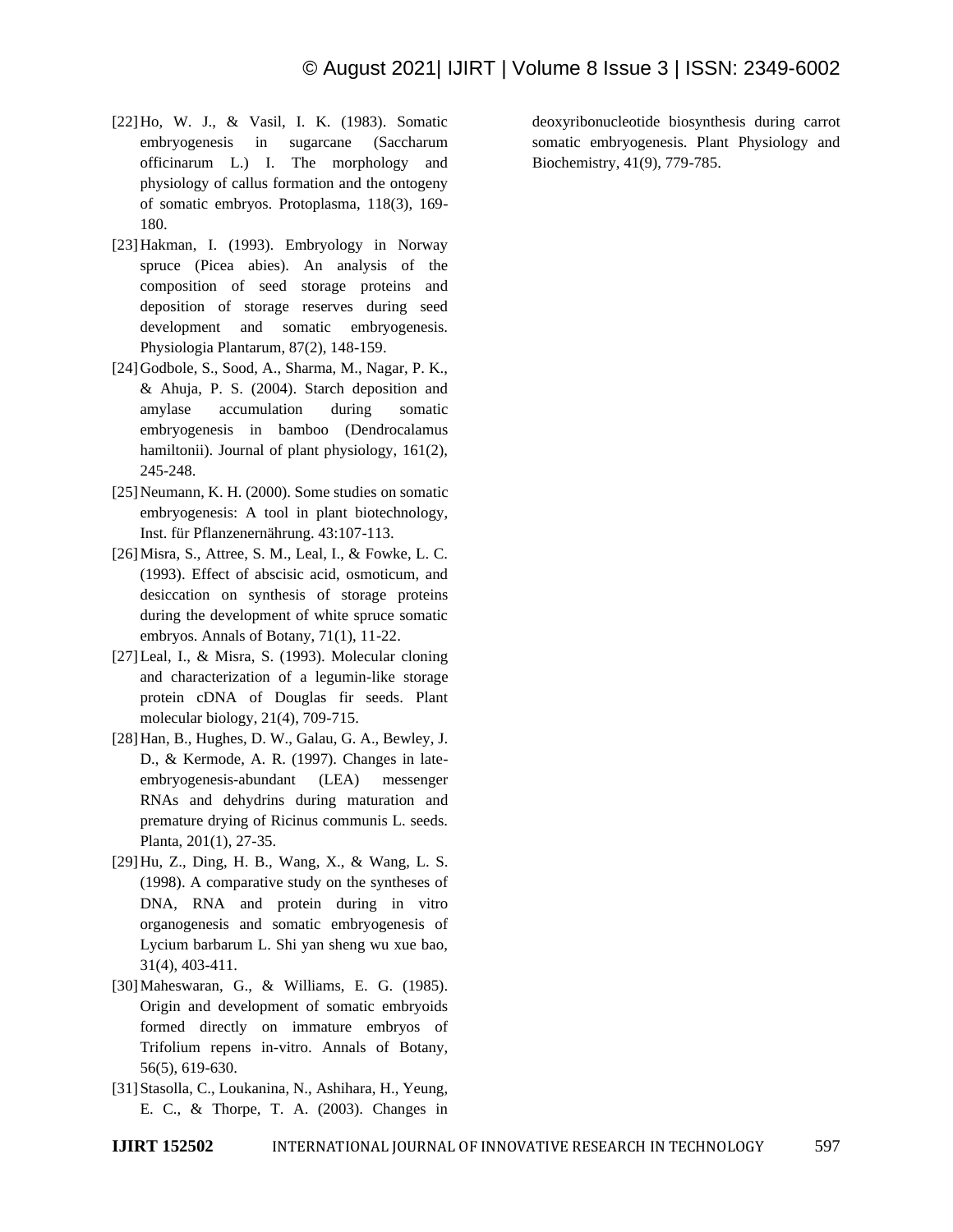[22] Ho, W. J., & Vasil, I. K. (1983). Somatic embryogenesis in sugarcane (Saccharum officinarum L.) I. The morphology and physiology of callus formation and the ontogeny of somatic embryos. Protoplasma, 118(3), 169-180.

[23] Hakman, I. (1993). Embryology in Norway spruce (Picea abies). An analysis of the composition of seed storage proteins and deposition of storage reserves during seed development and somatic embryogenesis. Physiologia Plantarum, 87(2), 148-159.

[24] Godbole, S., Sood, A., Sharma, M., Nagar, P. K., & Ahuja, P. S. (2004). Starch deposition and amylase accumulation during somatic embryogenesis in bamboo (Dendrocalamus hamiltonii). Journal of plant physiology, 161(2), 245-248.

[25] Neumann, K. H. (2000). Some studies on somatic embryogenesis: A tool in plant biotechnology, Inst. für Pflanzenernährung. 43:107-113.

[26] Misra, S., Attree, S. M., Leal, I., & Fowke, L. C. (1993). Effect of abscisic acid, osmoticum, and desiccation on synthesis of storage proteins during the development of white spruce somatic embryos. Annals of Botany, 71(1), 11-22.

[27] Leal, I., & Misra, S. (1993). Molecular cloning and characterization of a legumin-like storage protein cDNA of Douglas fir seeds. Plant molecular biology, 21(4), 709-715.

[28] Han, B., Hughes, D. W., Galau, G. A., Bewley, J. D., & Kermode, A. R. (1997). Changes in late-embryogenesis-abundant (LEA) messenger RNAs and dehydrins during maturation and premature drying of Ricinus communis L. seeds. Planta, 201(1), 27-35.

[29] Hu, Z., Ding, H. B., Wang, X., & Wang, L. S. (1998). A comparative study on the syntheses of DNA, RNA and protein during in vitro organogenesis and somatic embryogenesis of Lycium barbarum L. Shi yan sheng wu xue bao, 31(4), 403-411.

[30] Maheswaran, G., & Williams, E. G. (1985). Origin and development of somatic embryoids formed directly on immature embryos of Trifolium repens in-vitro. Annals of Botany, 56(5), 619-630.

[31] Stasolla, C., Loukanina, N., Ashihara, H., Yeung, E. C., & Thorpe, T. A. (2003). Changes in deoxyribonucleotide biosynthesis during carrot somatic embryogenesis. Plant Physiology and Biochemistry, 41(9), 779-785.